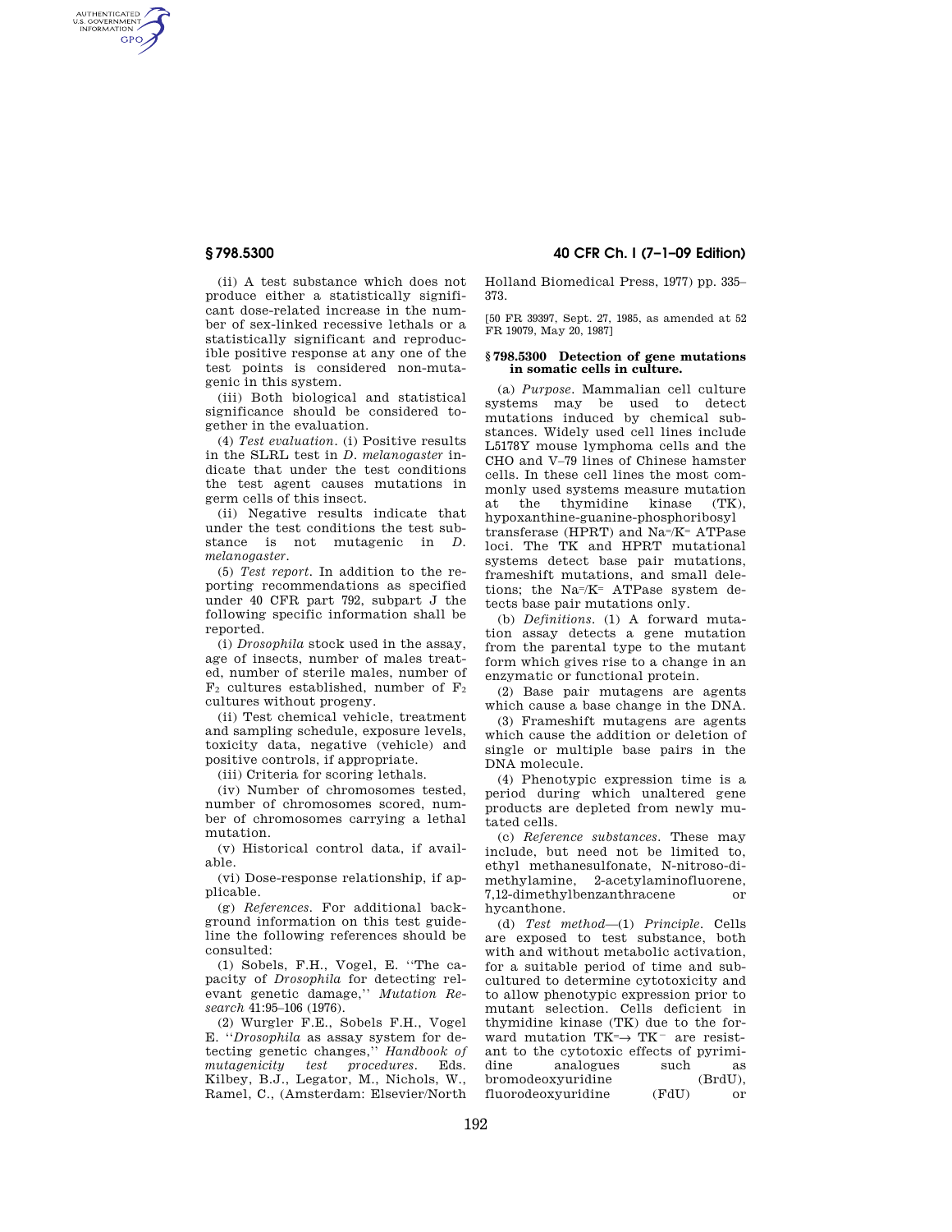(ii) A test substance which does not produce either a statistically significant dose-related increase in the number of sex-linked recessive lethals or a statistically significant and reproducible positive response at any one of the test points is considered non-mutagenic in this system.

(iii) Both biological and statistical significance should be considered together in the evaluation.

(4) *Test evaluation*. (i) Positive results in the SLRL test in *D. melanogaster* indicate that under the test conditions the test agent causes mutations in germ cells of this insect.

(ii) Negative results indicate that under the test conditions the test substance is not mutagenic in *D. melanogaster*.

(5) *Test report*. In addition to the reporting recommendations as specified under 40 CFR part 792, subpart J the following specific information shall be reported.

(i) *Drosophila* stock used in the assay, age of insects, number of males treated, number of sterile males, number of $F_2$ cultures established, number of $F_2$ cultures without progeny.

(ii) Test chemical vehicle, treatment and sampling schedule, exposure levels, toxicity data, negative (vehicle) and positive controls, if appropriate.

(iii) Criteria for scoring lethals.

(iv) Number of chromosomes tested, number of chromosomes scored, number of chromosomes carrying a lethal mutation.

(v) Historical control data, if available.

(vi) Dose-response relationship, if applicable.

(g) *References*. For additional background information on this test guideline the following references should be consulted:

(1) Sobels, F.H., Vogel, E. ''The capacity of *Drosophila* for detecting relevant genetic damage,'' *Mutation Research* 41:95–106 (1976).

(2) Wurgler F.E., Sobels F.H., Vogel E. ''*Drosophila* as assay system for detecting genetic changes,'' *Handbook of mutagenicity test procedures*. Eds. Kilbey, B.J., Legator, M., Nichols, W., Ramel, C., (Amsterdam: Elsevier/North Holland Biomedical Press, 1977) pp. 335–373.

[50 FR 39397, Sept. 27, 1985, as amended at 52 FR 19079, May 20, 1987]

## § 798.5300 Detection of gene mutations in somatic cells in culture.

(a) *Purpose*. Mammalian cell culture systems may be used to detect mutations induced by chemical substances. Widely used cell lines include L5178Y mouse lymphoma cells and the CHO and V–79 lines of Chinese hamster cells. In these cell lines the most commonly used systems measure mutation at the thymidine kinase (TK), hypoxanthine-guanine-phosphoribosyl transferase (HPRT) and $Na^{+}/K^{+}$ ATPase loci. The TK and HPRT mutational systems detect base pair mutations, frameshift mutations, and small deletions; the $Na^{+}/K^{+}$ ATPase system detects base pair mutations only.

(b) *Definitions*. (1) A forward mutation assay detects a gene mutation from the parental type to the mutant form which gives rise to a change in an enzymatic or functional protein.

(2) Base pair mutagens are agents which cause a base change in the DNA.

(3) Frameshift mutagens are agents which cause the addition or deletion of single or multiple base pairs in the DNA molecule.

(4) Phenotypic expression time is a period during which unaltered gene products are depleted from newly mutated cells.

(c) *Reference substances*. These may include, but need not be limited to, ethyl methanesulfonate, N-nitroso-dimethylamine, 2-acetylaminofluorene, 7,12-dimethylbenzanthracene or hycanthone.

(d) *Test method*—(1) *Principle*. Cells are exposed to test substance, both with and without metabolic activation, for a suitable period of time and subcultured to determine cytotoxicity and to allow phenotypic expression prior to mutant selection. Cells deficient in thymidine kinase (TK) due to the forward mutation $TK^{+} \rightarrow TK^{-}$ are resistant to the cytotoxic effects of pyrimidine analogues such as bromodeoxyuridine (BrdU), fluorodeoxyuridine (FdU) or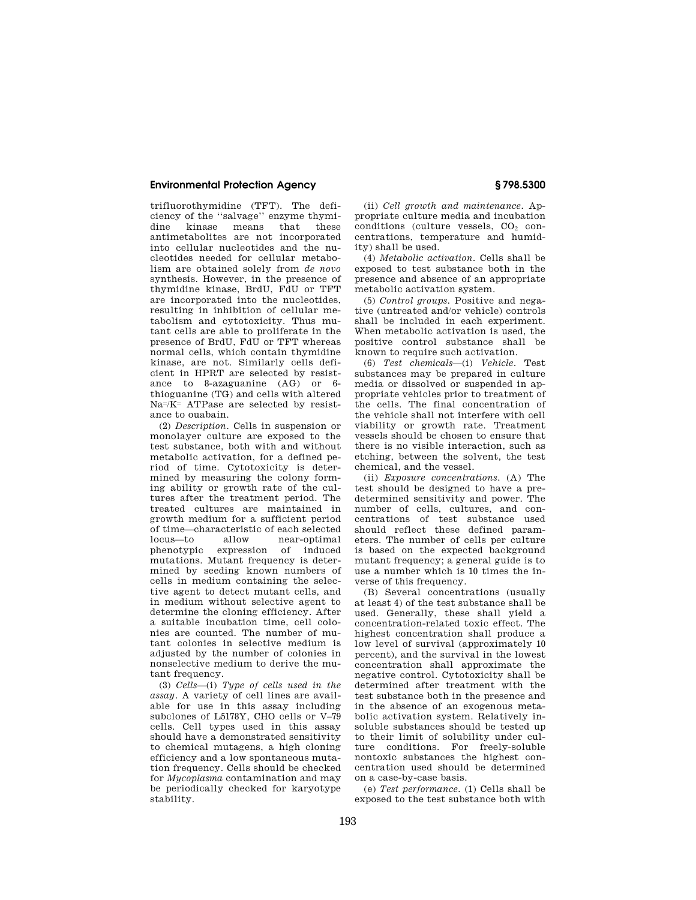trifluorothymidine (TFT). The deficiency of the ''salvage'' enzyme thymidine kinase means that these antimetabolites are not incorporated into cellular nucleotides and the nucleotides needed for cellular metabolism are obtained solely from *de novo* synthesis. However, in the presence of thymidine kinase, BrdU, FdU or TFT are incorporated into the nucleotides, resulting in inhibition of cellular metabolism and cytotoxicity. Thus mutant cells are able to proliferate in the presence of BrdU, FdU or TFT whereas normal cells, which contain thymidine kinase, are not. Similarly cells deficient in HPRT are selected by resistance to 8-azaguanine (AG) or 6-thioguanine (TG) and cells with altered $Na^{+}/K^{+}$ ATPase are selected by resistance to ouabain.

(2) *Description.* Cells in suspension or monolayer culture are exposed to the test substance, both with and without metabolic activation, for a defined period of time. Cytotoxicity is determined by measuring the colony forming ability or growth rate of the cultures after the treatment period. The treated cultures are maintained in growth medium for a sufficient period of time—characteristic of each selected locus—to allow near-optimal phenotypic expression of induced mutations. Mutant frequency is determined by seeding known numbers of cells in medium containing the selective agent to detect mutant cells, and in medium without selective agent to determine the cloning efficiency. After a suitable incubation time, cell colonies are counted. The number of mutant colonies in selective medium is adjusted by the number of colonies in nonselective medium to derive the mutant frequency.

(3) *Cells*—(i) *Type of cells used in the assay.* A variety of cell lines are available for use in this assay including subclones of L5178Y, CHO cells or V–79 cells. Cell types used in this assay should have a demonstrated sensitivity to chemical mutagens, a high cloning efficiency and a low spontaneous mutation frequency. Cells should be checked for *Mycoplasma* contamination and may be periodically checked for karyotype stability.

(ii) *Cell growth and maintenance.* Appropriate culture media and incubation conditions (culture vessels, $CO_2$ concentrations, temperature and humidity) shall be used.

(4) *Metabolic activation.* Cells shall be exposed to test substance both in the presence and absence of an appropriate metabolic activation system.

(5) *Control groups.* Positive and negative (untreated and/or vehicle) controls shall be included in each experiment. When metabolic activation is used, the positive control substance shall be known to require such activation.

(6) *Test chemicals*—(i) *Vehicle.* Test substances may be prepared in culture media or dissolved or suspended in appropriate vehicles prior to treatment of the cells. The final concentration of the vehicle shall not interfere with cell viability or growth rate. Treatment vessels should be chosen to ensure that there is no visible interaction, such as etching, between the solvent, the test chemical, and the vessel.

(ii) *Exposure concentrations.* (A) The test should be designed to have a predetermined sensitivity and power. The number of cells, cultures, and concentrations of test substance used should reflect these defined parameters. The number of cells per culture is based on the expected background mutant frequency; a general guide is to use a number which is 10 times the inverse of this frequency.

(B) Several concentrations (usually at least 4) of the test substance shall be used. Generally, these shall yield a concentration-related toxic effect. The highest concentration shall produce a low level of survival (approximately 10 percent), and the survival in the lowest concentration shall approximate the negative control. Cytotoxicity shall be determined after treatment with the test substance both in the presence and in the absence of an exogenous metabolic activation system. Relatively insoluble substances should be tested up to their limit of solubility under culture conditions. For freely-soluble nontoxic substances the highest concentration used should be determined on a case-by-case basis.

(e) *Test performance.* (1) Cells shall be exposed to the test substance both with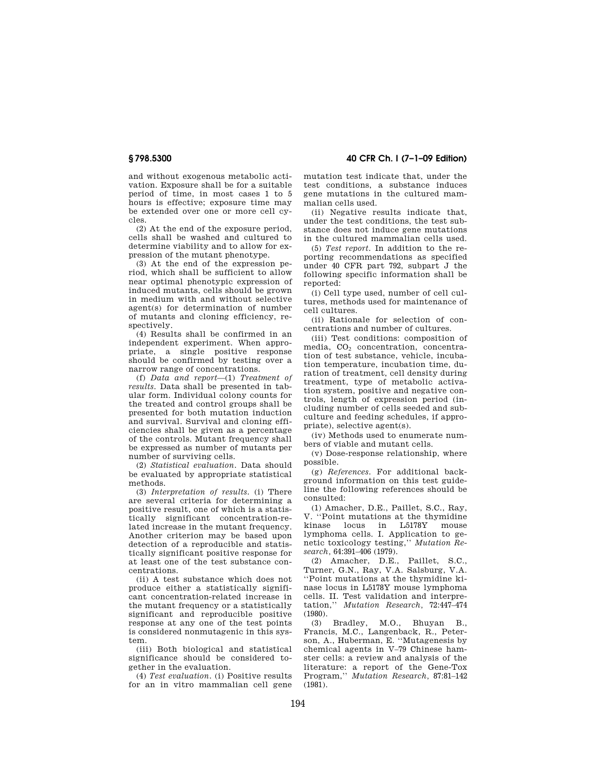and without exogenous metabolic activation. Exposure shall be for a suitable period of time, in most cases 1 to 5 hours is effective; exposure time may be extended over one or more cell cycles.

(2) At the end of the exposure period, cells shall be washed and cultured to determine viability and to allow for expression of the mutant phenotype.

(3) At the end of the expression period, which shall be sufficient to allow near optimal phenotypic expression of induced mutants, cells should be grown in medium with and without selective agent(s) for determination of number of mutants and cloning efficiency, respectively.

(4) Results shall be confirmed in an independent experiment. When appropriate, a single positive response should be confirmed by testing over a narrow range of concentrations.

(f) *Data and report*—(1) *Treatment of results.* Data shall be presented in tabular form. Individual colony counts for the treated and control groups shall be presented for both mutation induction and survival. Survival and cloning efficiencies shall be given as a percentage of the controls. Mutant frequency shall be expressed as number of mutants per number of surviving cells.

(2) *Statistical evaluation.* Data should be evaluated by appropriate statistical methods.

(3) *Interpretation of results.* (i) There are several criteria for determining a positive result, one of which is a statistically significant concentration-related increase in the mutant frequency. Another criterion may be based upon detection of a reproducible and statistically significant positive response for at least one of the test substance concentrations.

(ii) A test substance which does not produce either a statistically significant concentration-related increase in the mutant frequency or a statistically significant and reproducible positive response at any one of the test points is considered nonmutagenic in this system.

(iii) Both biological and statistical significance should be considered together in the evaluation.

(4) *Test evaluation.* (i) Positive results for an in vitro mammalian cell gene mutation test indicate that, under the test conditions, a substance induces gene mutations in the cultured mammalian cells used.

(ii) Negative results indicate that, under the test conditions, the test substance does not induce gene mutations in the cultured mammalian cells used.

(5) *Test report.* In addition to the reporting recommendations as specified under 40 CFR part 792, subpart J the following specific information shall be reported:

(i) Cell type used, number of cell cultures, methods used for maintenance of cell cultures.

(ii) Rationale for selection of concentrations and number of cultures.

(iii) Test conditions: composition of media, $CO_2$ concentration, concentration of test substance, vehicle, incubation temperature, incubation time, duration of treatment, cell density during treatment, type of metabolic activation system, positive and negative controls, length of expression period (including number of cells seeded and subculture and feeding schedules, if appropriate), selective agent(s).

(iv) Methods used to enumerate numbers of viable and mutant cells.

(v) Dose-response relationship, where possible.

(g) *References.* For additional background information on this test guideline the following references should be consulted:

(1) Amacher, D.E., Paillet, S.C., Ray, V. ''Point mutations at the thymidine kinase locus in L5178Y mouse lymphoma cells. I. Application to genetic toxicology testing,'' *Mutation Research*, 64:391–406 (1979).

(2) Amacher, D.E., Paillet, S.C., Turner, G.N., Ray, V.A. Salsburg, V.A. ''Point mutations at the thymidine kinase locus in L5178Y mouse lymphoma cells. II. Test validation and interpretation,'' *Mutation Research*, 72:447–474 (1980).

(3) Bradley, M.O., Bhuyan B., Francis, M.C., Langenback, R., Peterson, A., Huberman, E. ''Mutagenesis by chemical agents in V–79 Chinese hamster cells: a review and analysis of the literature: a report of the Gene-Tox Program,'' *Mutation Research*, 87:81–142 (1981).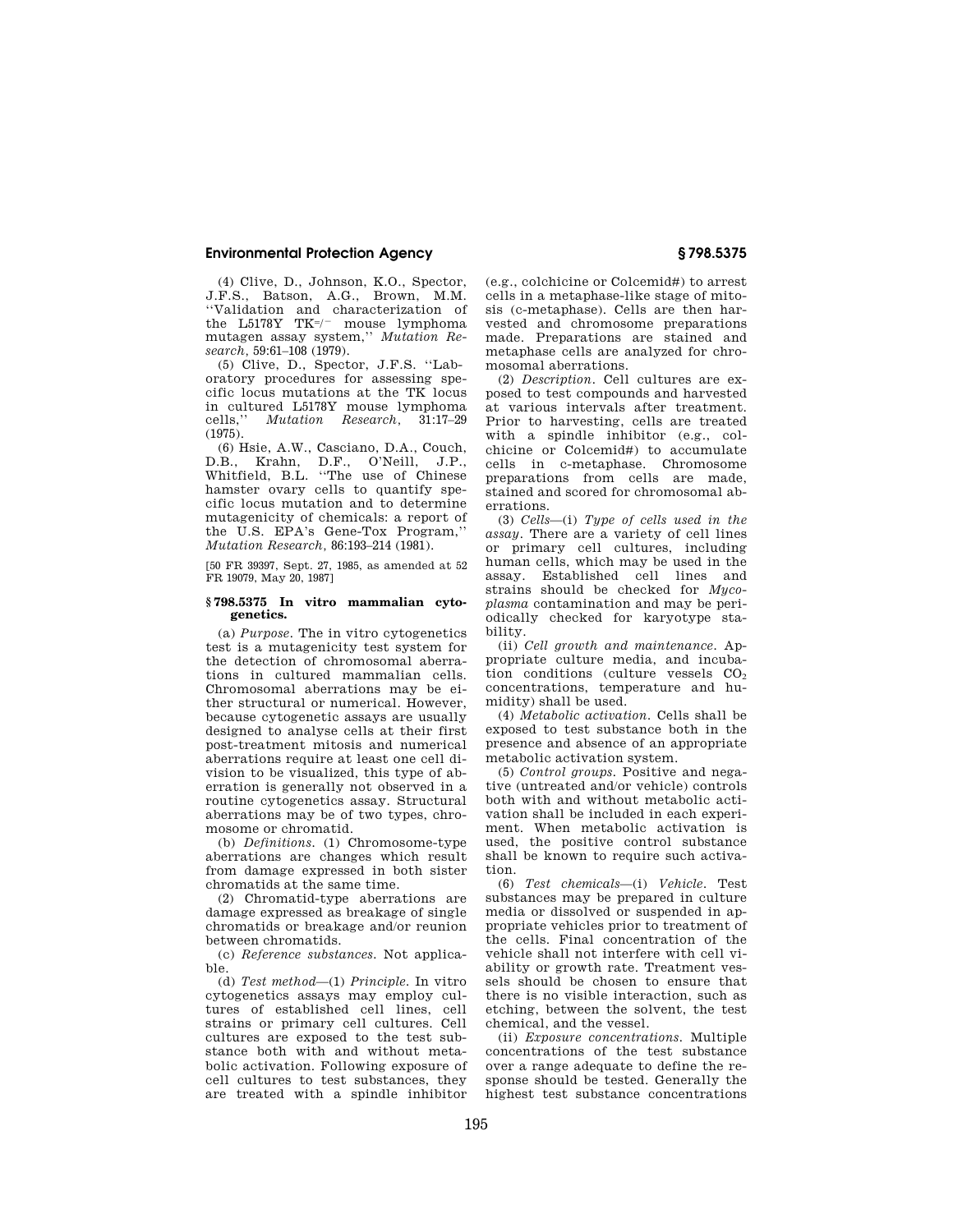(4) Clive, D., Johnson, K.O., Spector, J.F.S., Batson, A.G., Brown, M.M. ''Validation and characterization of the L5178Y TK$^{+/-}$ mouse lymphoma mutagen assay system,'' *Mutation Research*, 59:61–108 (1979).

(5) Clive, D., Spector, J.F.S. ''Laboratory procedures for assessing specific locus mutations at the TK locus in cultured L5178Y mouse lymphoma cells,'' *Mutation Research*, 31:17–29 (1975).

(6) Hsie, A.W., Casciano, D.A., Couch, D.B., Krahn, D.F., O'Neill, J.P., Whitfield, B.L. ''The use of Chinese hamster ovary cells to quantify specific locus mutation and to determine mutagenicity of chemicals: a report of the U.S. EPA's Gene-Tox Program,'' *Mutation Research*, 86:193–214 (1981).

[50 FR 39397, Sept. 27, 1985, as amended at 52 FR 19079, May 20, 1987]

### § 798.5375 In vitro mammalian cytogenetics.

(a) *Purpose*. The in vitro cytogenetics test is a mutagenicity test system for the detection of chromosomal aberrations in cultured mammalian cells. Chromosomal aberrations may be either structural or numerical. However, because cytogenetic assays are usually designed to analyse cells at their first post-treatment mitosis and numerical aberrations require at least one cell division to be visualized, this type of aberration is generally not observed in a routine cytogenetics assay. Structural aberrations may be of two types, chromosome or chromatid.

(b) *Definitions*. (1) Chromosome-type aberrations are changes which result from damage expressed in both sister chromatids at the same time.

(2) Chromatid-type aberrations are damage expressed as breakage of single chromatids or breakage and/or reunion between chromatids.

(c) *Reference substances*. Not applicable.

(d) *Test method*—(1) *Principle*. In vitro cytogenetics assays may employ cultures of established cell lines, cell strains or primary cell cultures. Cell cultures are exposed to the test substance both with and without metabolic activation. Following exposure of cell cultures to test substances, they are treated with a spindle inhibitor (e.g., colchicine or Colcemid#) to arrest cells in a metaphase-like stage of mitosis (c-metaphase). Cells are then harvested and chromosome preparations made. Preparations are stained and metaphase cells are analyzed for chromosomal aberrations.

(2) *Description*. Cell cultures are exposed to test compounds and harvested at various intervals after treatment. Prior to harvesting, cells are treated with a spindle inhibitor (e.g., colchicine or Colcemid#) to accumulate cells in c-metaphase. Chromosome preparations from cells are made, stained and scored for chromosomal aberrations.

(3) *Cells*—(i) *Type of cells used in the assay*. There are a variety of cell lines or primary cell cultures, including human cells, which may be used in the assay. Established cell lines and strains should be checked for *Mycoplasma* contamination and may be periodically checked for karyotype stability.

(ii) *Cell growth and maintenance*. Appropriate culture media, and incubation conditions (culture vessels $CO_2$ concentrations, temperature and humidity) shall be used.

(4) *Metabolic activation*. Cells shall be exposed to test substance both in the presence and absence of an appropriate metabolic activation system.

(5) *Control groups*. Positive and negative (untreated and/or vehicle) controls both with and without metabolic activation shall be included in each experiment. When metabolic activation is used, the positive control substance shall be known to require such activation.

(6) *Test chemicals*—(i) *Vehicle*. Test substances may be prepared in culture media or dissolved or suspended in appropriate vehicles prior to treatment of the cells. Final concentration of the vehicle shall not interfere with cell viability or growth rate. Treatment vessels should be chosen to ensure that there is no visible interaction, such as etching, between the solvent, the test chemical, and the vessel.

(ii) *Exposure concentrations*. Multiple concentrations of the test substance over a range adequate to define the response should be tested. Generally the highest test substance concentrations